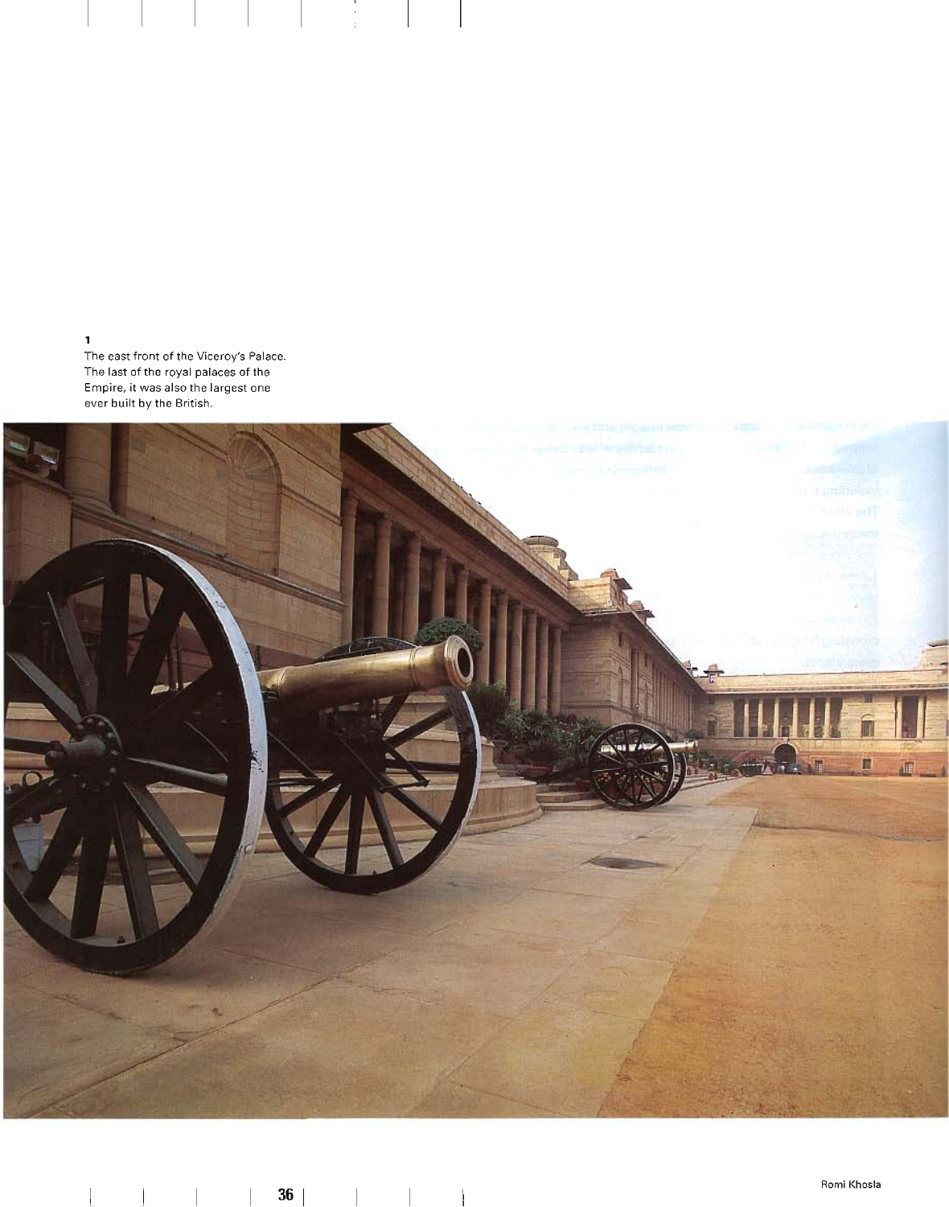1
The east front of the Viceroy's Palace. The last of the royal palaces of the Empire, it was also the largest one ever built by the British.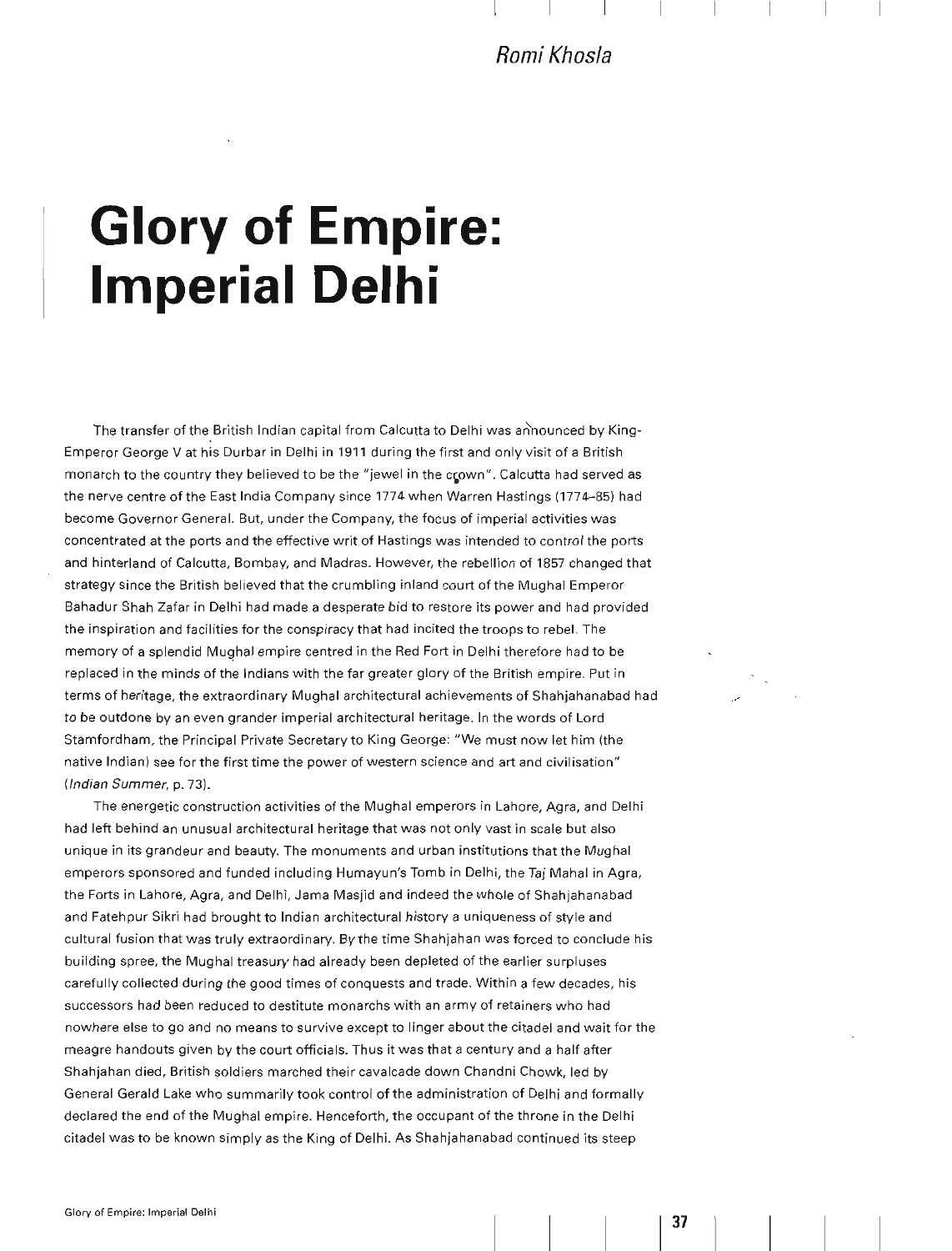Romi Khosla

# Glory of Empire: Imperial Delhi

The transfer of the British Indian capital from Calcutta to Delhi was announced by King-Emperor George V at his Durbar in Delhi in 1911 during the first and only visit of a British monarch to the country they believed to be the "jewel in the crown". Calcutta had served as the nerve centre of the East India Company since 1774 when Warren Hastings (1774–85) had become Governor General. But, under the Company, the focus of imperial activities was concentrated at the ports and the effective writ of Hastings was intended to control the ports and hinterland of Calcutta, Bombay, and Madras. However, the rebellion of 1857 changed that strategy since the British believed that the crumbling inland court of the Mughal Emperor Bahadur Shah Zafar in Delhi had made a desperate bid to restore its power and had provided the inspiration and facilities for the conspiracy that had incited the troops to rebel. The memory of a splendid Mughal empire centred in the Red Fort in Delhi therefore had to be replaced in the minds of the Indians with the far greater glory of the British empire. Put in terms of heritage, the extraordinary Mughal architectural achievements of Shahjahanabad had to be outdone by an even grander imperial architectural heritage. In the words of Lord Stamfordham, the Principal Private Secretary to King George: "We must now let him (the native Indian) see for the first time the power of western science and art and civilisation" (*Indian Summer*, p. 73).

The energetic construction activities of the Mughal emperors in Lahore, Agra, and Delhi had left behind an unusual architectural heritage that was not only vast in scale but also unique in its grandeur and beauty. The monuments and urban institutions that the Mughal emperors sponsored and funded including Humayun's Tomb in Delhi, the Taj Mahal in Agra, the Forts in Lahore, Agra, and Delhi, Jama Masjid and indeed the whole of Shahjahanabad and Fatehpur Sikri had brought to Indian architectural history a uniqueness of style and cultural fusion that was truly extraordinary. By the time Shahjahan was forced to conclude his building spree, the Mughal treasury had already been depleted of the earlier surpluses carefully collected during the good times of conquests and trade. Within a few decades, his successors had been reduced to destitute monarchs with an army of retainers who had nowhere else to go and no means to survive except to linger about the citadel and wait for the meagre handouts given by the court officials. Thus it was that a century and a half after Shahjahan died, British soldiers marched their cavalcade down Chandni Chowk, led by General Gerald Lake who summarily took control of the administration of Delhi and formally declared the end of the Mughal empire. Henceforth, the occupant of the throne in the Delhi citadel was to be known simply as the King of Delhi. As Shahjahanabad continued its steep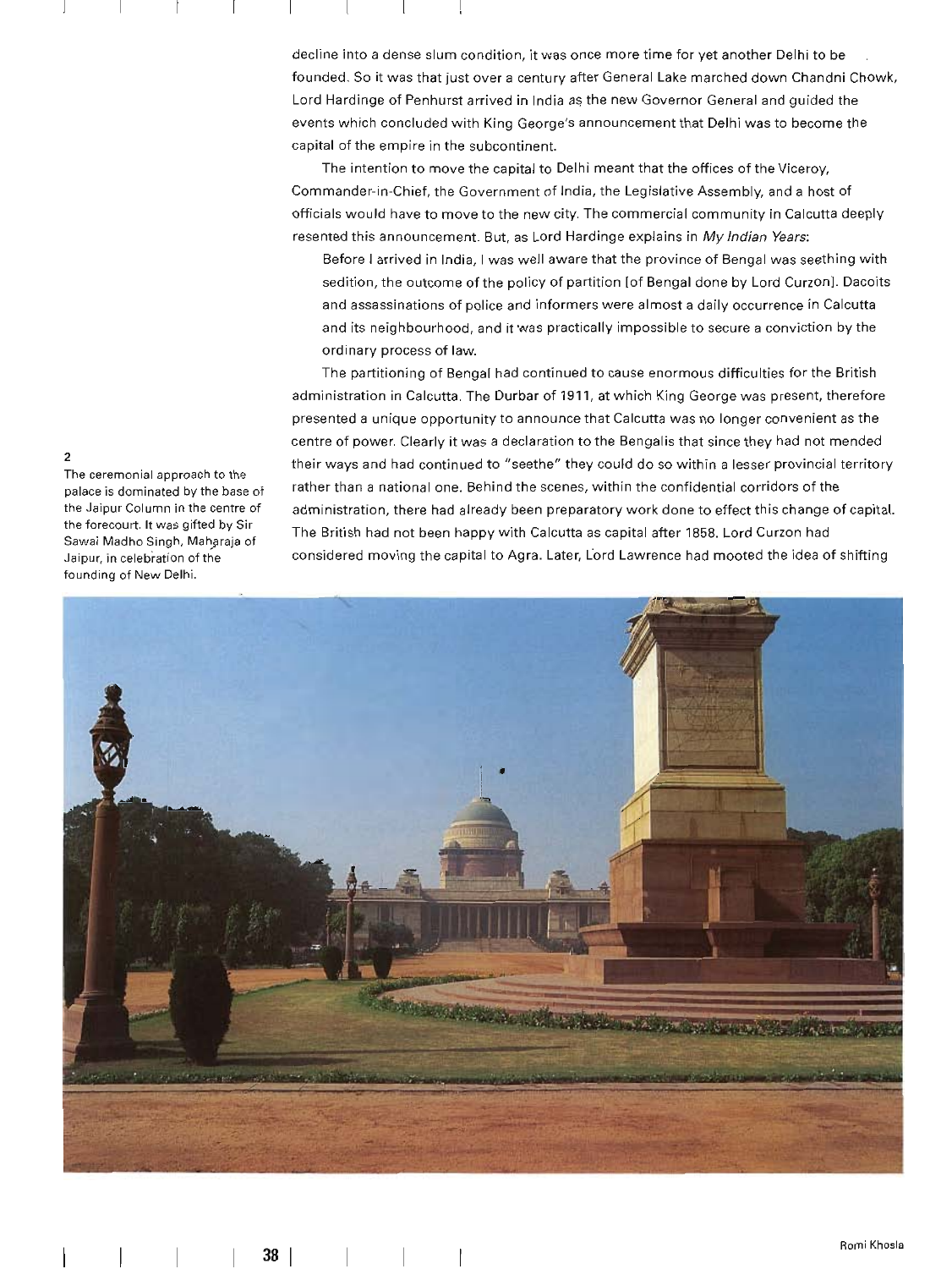decline into a dense slum condition, it was once more time for yet another Delhi to be founded. So it was that just over a century after General Lake marched down Chandni Chowk, Lord Hardinge of Penhurst arrived in India as the new Governor General and guided the events which concluded with King George's announcement that Delhi was to become the capital of the empire in the subcontinent.

The intention to move the capital to Delhi meant that the offices of the Viceroy, Commander-in-Chief, the Government of India, the Legislative Assembly, and a host of officials would have to move to the new city. The commercial community in Calcutta deeply resented this announcement. But, as Lord Hardinge explains in *My Indian Years*:

> Before I arrived in India, I was well aware that the province of Bengal was seething with sedition, the outcome of the policy of partition [of Bengal done by Lord Curzon]. Dacoits and assassinations of police and informers were almost a daily occurrence in Calcutta and its neighbourhood, and it was practically impossible to secure a conviction by the ordinary process of law.

The partitioning of Bengal had continued to cause enormous difficulties for the British administration in Calcutta. The Durbar of 1911, at which King George was present, therefore presented a unique opportunity to announce that Calcutta was no longer convenient as the centre of power. Clearly it was a declaration to the Bengalis that since they had not mended their ways and had continued to "seethe" they could do so within a lesser provincial territory rather than a national one. Behind the scenes, within the confidential corridors of the administration, there had already been preparatory work done to effect this change of capital. The British had not been happy with Calcutta as capital after 1858. Lord Curzon had considered moving the capital to Agra. Later, Lord Lawrence had mooted the idea of shifting

2

The ceremonial approach to the palace is dominated by the base of the Jaipur Column in the centre of the forecourt. It was gifted by Sir Sawai Madho Singh, Maharaja of Jaipur, in celebration of the founding of New Delhi.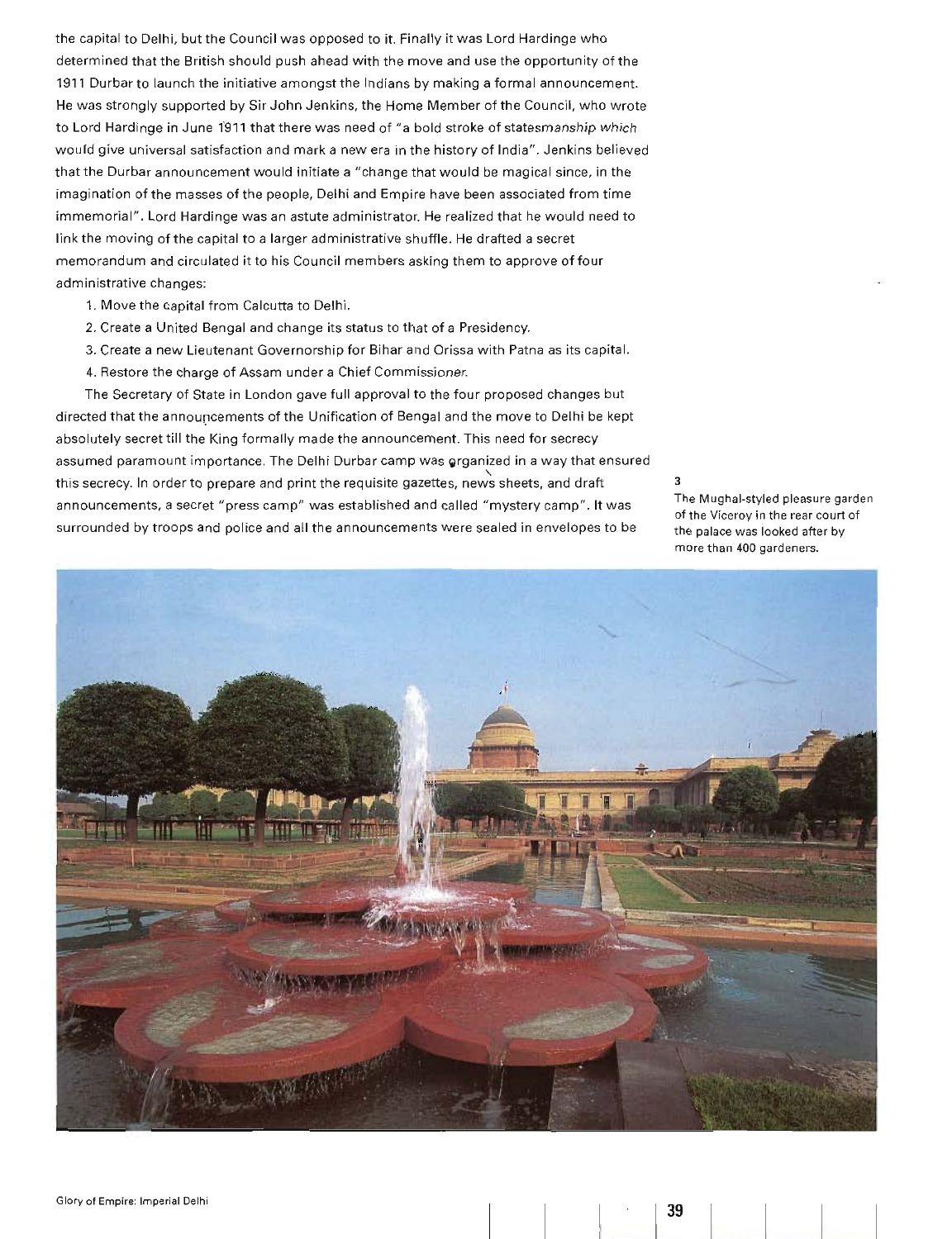the capital to Delhi, but the Council was opposed to it. Finally it was Lord Hardinge who determined that the British should push ahead with the move and use the opportunity of the 1911 Durbar to launch the initiative amongst the Indians by making a formal announcement. He was strongly supported by Sir John Jenkins, the Home Member of the Council, who wrote to Lord Hardinge in June 1911 that there was need of "a bold stroke of statesmanship which would give universal satisfaction and mark a new era in the history of India". Jenkins believed that the Durbar announcement would initiate a "change that would be magical since, in the imagination of the masses of the people, Delhi and Empire have been associated from time immemorial". Lord Hardinge was an astute administrator. He realized that he would need to link the moving of the capital to a larger administrative shuffle. He drafted a secret memorandum and circulated it to his Council members asking them to approve of four administrative changes:

1. Move the capital from Calcutta to Delhi.
2. Create a United Bengal and change its status to that of a Presidency.
3. Create a new Lieutenant Governorship for Bihar and Orissa with Patna as its capital.
4. Restore the charge of Assam under a Chief Commissioner.

The Secretary of State in London gave full approval to the four proposed changes but directed that the announcements of the Unification of Bengal and the move to Delhi be kept absolutely secret till the King formally made the announcement. This need for secrecy assumed paramount importance. The Delhi Durbar camp was organized in a way that ensured this secrecy. In order to prepare and print the requisite gazettes, news sheets, and draft announcements, a secret "press camp" was established and called "mystery camp". It was surrounded by troops and police and all the announcements were sealed in envelopes to be

3
The Mughal-styled pleasure garden of the Viceroy in the rear court of the palace was looked after by more than 400 gardeners.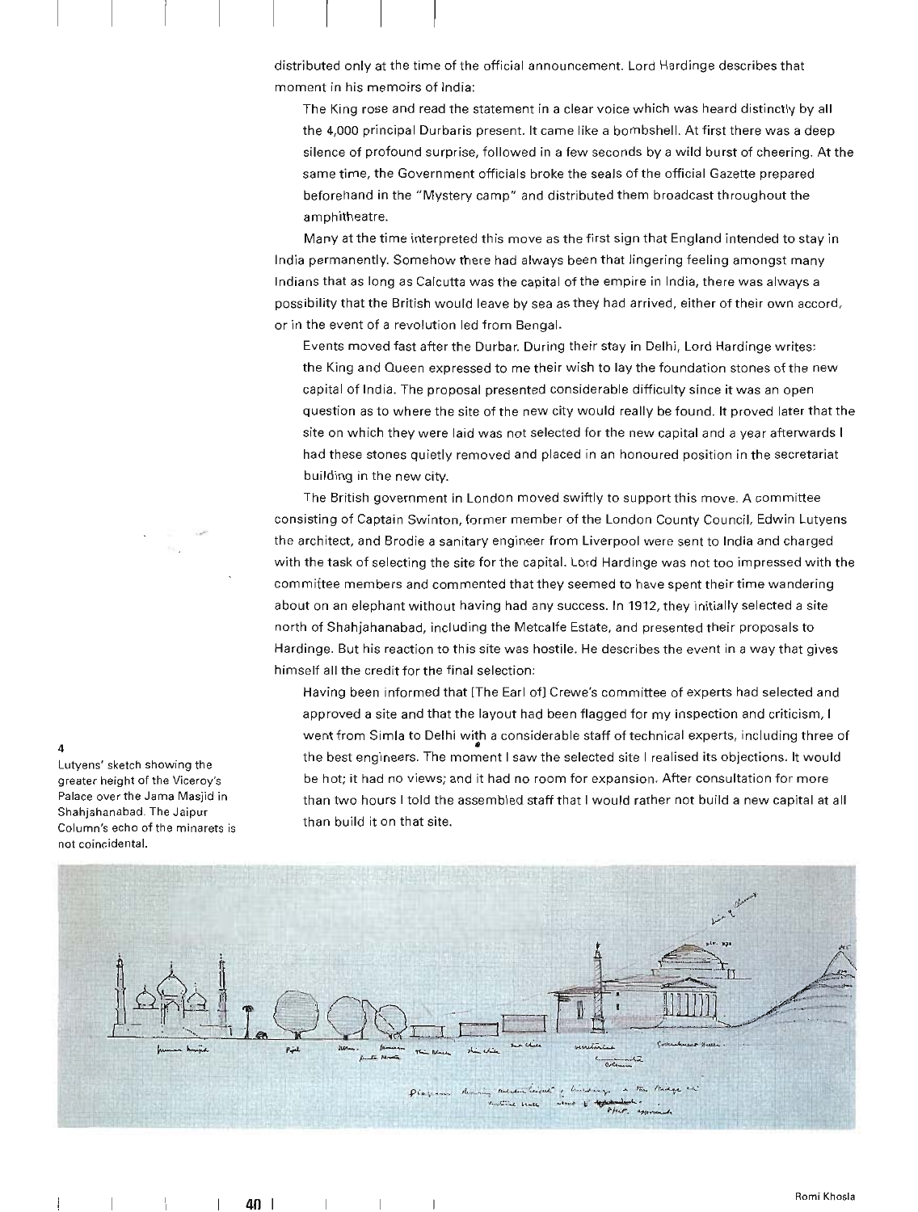distributed only at the time of the official announcement. Lord Hardinge describes that moment in his memoirs of India:

> The King rose and read the statement in a clear voice which was heard distinctly by all the 4,000 principal Durbaris present. It came like a bombshell. At first there was a deep silence of profound surprise, followed in a few seconds by a wild burst of cheering. At the same time, the Government officials broke the seals of the official Gazette prepared beforehand in the "Mystery camp" and distributed them broadcast throughout the amphitheatre.

Many at the time interpreted this move as the first sign that England intended to stay in India permanently. Somehow there had always been that lingering feeling amongst many Indians that as long as Calcutta was the capital of the empire in India, there was always a possibility that the British would leave by sea as they had arrived, either of their own accord, or in the event of a revolution led from Bengal.

Events moved fast after the Durbar. During their stay in Delhi, Lord Hardinge writes:

> the King and Queen expressed to me their wish to lay the foundation stones of the new capital of India. The proposal presented considerable difficulty since it was an open question as to where the site of the new city would really be found. It proved later that the site on which they were laid was not selected for the new capital and a year afterwards I had these stones quietly removed and placed in an honoured position in the secretariat building in the new city.

The British government in London moved swiftly to support this move. A committee consisting of Captain Swinton, former member of the London County Council, Edwin Lutyens the architect, and Brodie a sanitary engineer from Liverpool were sent to India and charged with the task of selecting the site for the capital. Lord Hardinge was not too impressed with the committee members and commented that they seemed to have spent their time wandering about on an elephant without having had any success. In 1912, they initially selected a site north of Shahjahanabad, including the Metcalfe Estate, and presented their proposals to Hardinge. But his reaction to this site was hostile. He describes the event in a way that gives himself all the credit for the final selection:

> Having been informed that [The Earl of] Crewe's committee of experts had selected and approved a site and that the layout had been flagged for my inspection and criticism, I went from Simla to Delhi with a considerable staff of technical experts, including three of the best engineers. The moment I saw the selected site I realised its objections. It would be hot; it had no views; and it had no room for expansion. After consultation for more than two hours I told the assembled staff that I would rather not build a new capital at all than build it on that site.

**4**
Lutyens' sketch showing the greater height of the Viceroy's Palace over the Jama Masjid in Shahjahanabad. The Jaipur Column's echo of the minarets is not coincidental.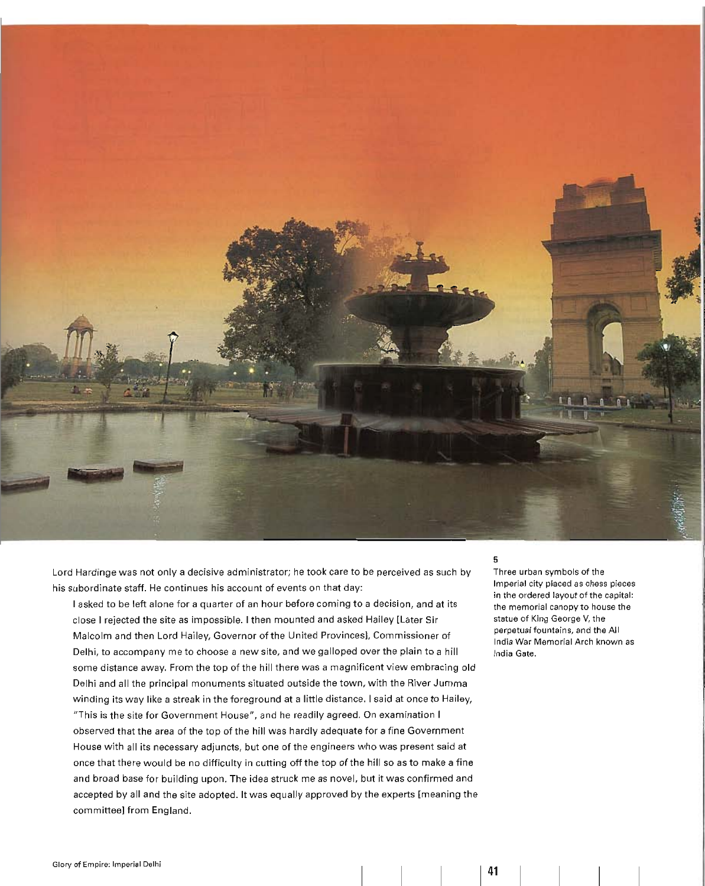Lord Hardinge was not only a decisive administrator; he took care to be perceived as such by his subordinate staff. He continues his account of events on that day:

> I asked to be left alone for a quarter of an hour before coming to a decision, and at its close I rejected the site as impossible. I then mounted and asked Hailey [Later Sir Malcolm and then Lord Hailey, Governor of the United Provinces], Commissioner of Delhi, to accompany me to choose a new site, and we galloped over the plain to a hill some distance away. From the top of the hill there was a magnificent view embracing old Delhi and all the principal monuments situated outside the town, with the River Jumma winding its way like a streak in the foreground at a little distance. I said at once to Hailey, "This is the site for Government House", and he readily agreed. On examination I observed that the area of the top of the hill was hardly adequate for a fine Government House with all its necessary adjuncts, but one of the engineers who was present said at once that there would be no difficulty in cutting off the top of the hill so as to make a fine and broad base for building upon. The idea struck me as novel, but it was confirmed and accepted by all and the site adopted. It was equally approved by the experts [meaning the committee] from England.

5
Three urban symbols of the Imperial city placed as chess pieces in the ordered layout of the capital: the memorial canopy to house the statue of King George V, the perpetual fountains, and the All India War Memorial Arch known as India Gate.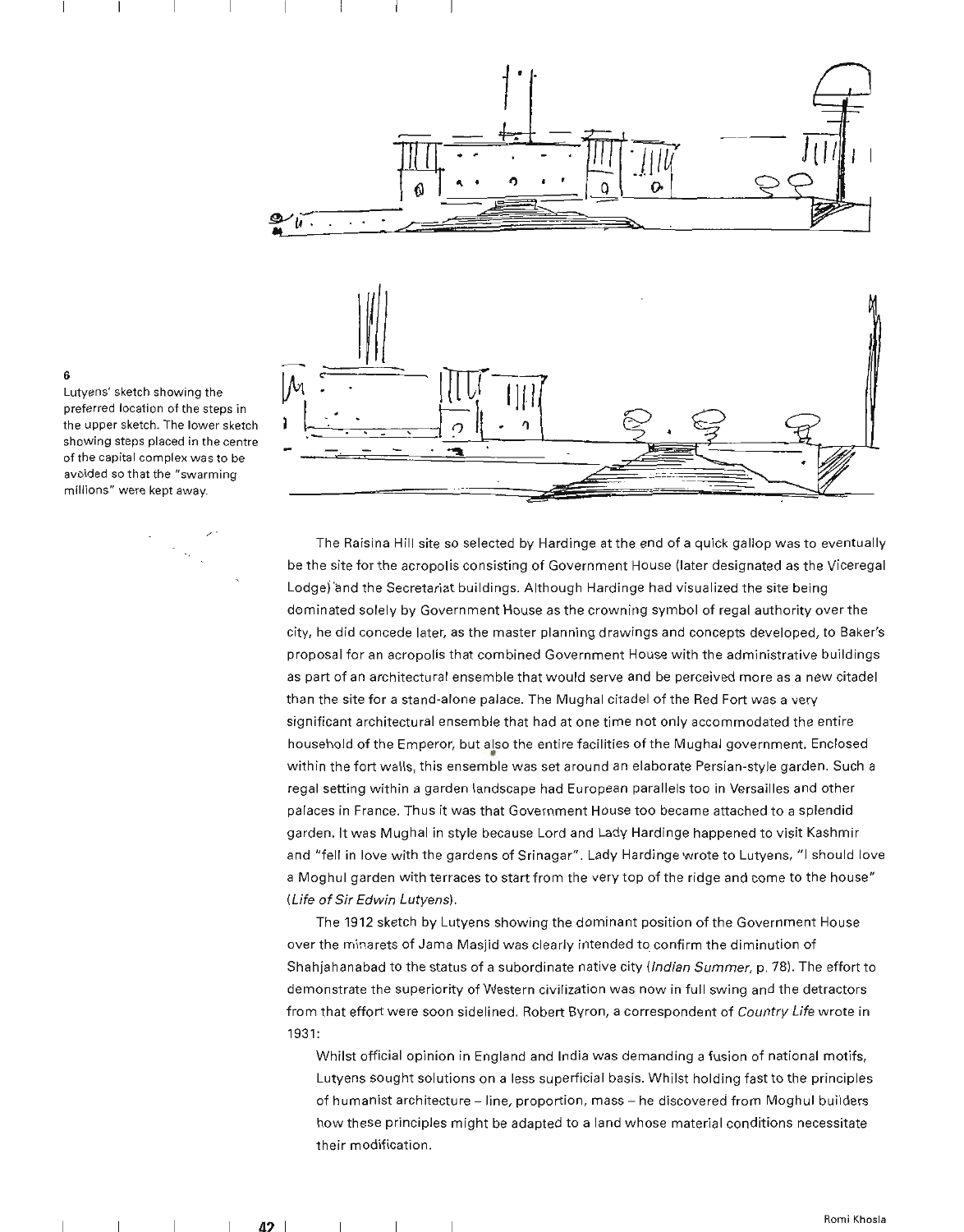6
Lutyens' sketch showing the preferred location of the steps in the upper sketch. The lower sketch showing steps placed in the centre of the capital complex was to be avoided so that the "swarming millions" were kept away.

The Raisina Hill site so selected by Hardinge at the end of a quick gallop was to eventually be the site for the acropolis consisting of Government House (later designated as the Viceregal Lodge) and the Secretariat buildings. Although Hardinge had visualized the site being dominated solely by Government House as the crowning symbol of regal authority over the city, he did concede later, as the master planning drawings and concepts developed, to Baker's proposal for an acropolis that combined Government House with the administrative buildings as part of an architectural ensemble that would serve and be perceived more as a new citadel than the site for a stand-alone palace. The Mughal citadel of the Red Fort was a very significant architectural ensemble that had at one time not only accommodated the entire household of the Emperor, but also the entire facilities of the Mughal government. Enclosed within the fort walls, this ensemble was set around an elaborate Persian-style garden. Such a regal setting within a garden landscape had European parallels too in Versailles and other palaces in France. Thus it was that Government House too became attached to a splendid garden. It was Mughal in style because Lord and Lady Hardinge happened to visit Kashmir and "fell in love with the gardens of Srinagar". Lady Hardinge wrote to Lutyens, "I should love a Moghul garden with terraces to start from the very top of the ridge and come to the house" (*Life of Sir Edwin Lutyens*).

The 1912 sketch by Lutyens showing the dominant position of the Government House over the minarets of Jama Masjid was clearly intended to confirm the diminution of Shahjahanabad to the status of a subordinate native city (*Indian Summer*, p. 78). The effort to demonstrate the superiority of Western civilization was now in full swing and the detractors from that effort were soon sidelined. Robert Byron, a correspondent of *Country Life* wrote in 1931:

> Whilst official opinion in England and India was demanding a fusion of national motifs, Lutyens sought solutions on a less superficial basis. Whilst holding fast to the principles of humanist architecture – line, proportion, mass – he discovered from Moghul builders how these principles might be adapted to a land whose material conditions necessitate their modification.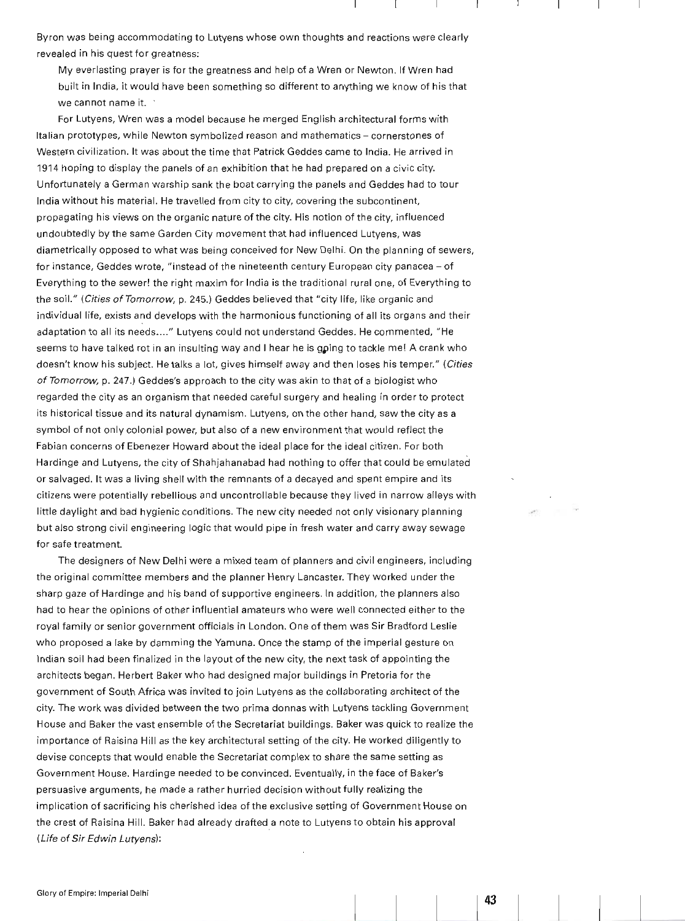Byron was being accommodating to Lutyens whose own thoughts and reactions were clearly revealed in his quest for greatness:

> My everlasting prayer is for the greatness and help of a Wren or Newton. If Wren had built in India, it would have been something so different to anything we know of his that we cannot name it.

For Lutyens, Wren was a model because he merged English architectural forms with Italian prototypes, while Newton symbolized reason and mathematics – cornerstones of Western civilization. It was about the time that Patrick Geddes came to India. He arrived in 1914 hoping to display the panels of an exhibition that he had prepared on a civic city. Unfortunately a German warship sank the boat carrying the panels and Geddes had to tour India without his material. He travelled from city to city, covering the subcontinent, propagating his views on the organic nature of the city. His notion of the city, influenced undoubtedly by the same Garden City movement that had influenced Lutyens, was diametrically opposed to what was being conceived for New Delhi. On the planning of sewers, for instance, Geddes wrote, "instead of the nineteenth century European city panacea – of Everything to the sewer! the right maxim for India is the traditional rural one, of Everything to the soil." (*Cities of Tomorrow*, p. 245.) Geddes believed that "city life, like organic and individual life, exists and develops with the harmonious functioning of all its organs and their adaptation to all its needs…." Lutyens could not understand Geddes. He commented, "He seems to have talked rot in an insulting way and I hear he is going to tackle me! A crank who doesn't know his subject. He talks a lot, gives himself away and then loses his temper." (*Cities of Tomorrow*, p. 247.) Geddes's approach to the city was akin to that of a biologist who regarded the city as an organism that needed careful surgery and healing in order to protect its historical tissue and its natural dynamism. Lutyens, on the other hand, saw the city as a symbol of not only colonial power, but also of a new environment that would reflect the Fabian concerns of Ebenezer Howard about the ideal place for the ideal citizen. For both Hardinge and Lutyens, the city of Shahjahanabad had nothing to offer that could be emulated or salvaged. It was a living shell with the remnants of a decayed and spent empire and its citizens were potentially rebellious and uncontrollable because they lived in narrow alleys with little daylight and bad hygienic conditions. The new city needed not only visionary planning but also strong civil engineering logic that would pipe in fresh water and carry away sewage for safe treatment.

The designers of New Delhi were a mixed team of planners and civil engineers, including the original committee members and the planner Henry Lancaster. They worked under the sharp gaze of Hardinge and his band of supportive engineers. In addition, the planners also had to hear the opinions of other influential amateurs who were well connected either to the royal family or senior government officials in London. One of them was Sir Bradford Leslie who proposed a lake by damming the Yamuna. Once the stamp of the imperial gesture on Indian soil had been finalized in the layout of the new city, the next task of appointing the architects began. Herbert Baker who had designed major buildings in Pretoria for the government of South Africa was invited to join Lutyens as the collaborating architect of the city. The work was divided between the two prima donnas with Lutyens tackling Government House and Baker the vast ensemble of the Secretariat buildings. Baker was quick to realize the importance of Raisina Hill as the key architectural setting of the city. He worked diligently to devise concepts that would enable the Secretariat complex to share the same setting as Government House. Hardinge needed to be convinced. Eventually, in the face of Baker's persuasive arguments, he made a rather hurried decision without fully realizing the implication of sacrificing his cherished idea of the exclusive setting of Government House on the crest of Raisina Hill. Baker had already drafted a note to Lutyens to obtain his approval (*Life of Sir Edwin Lutyens*):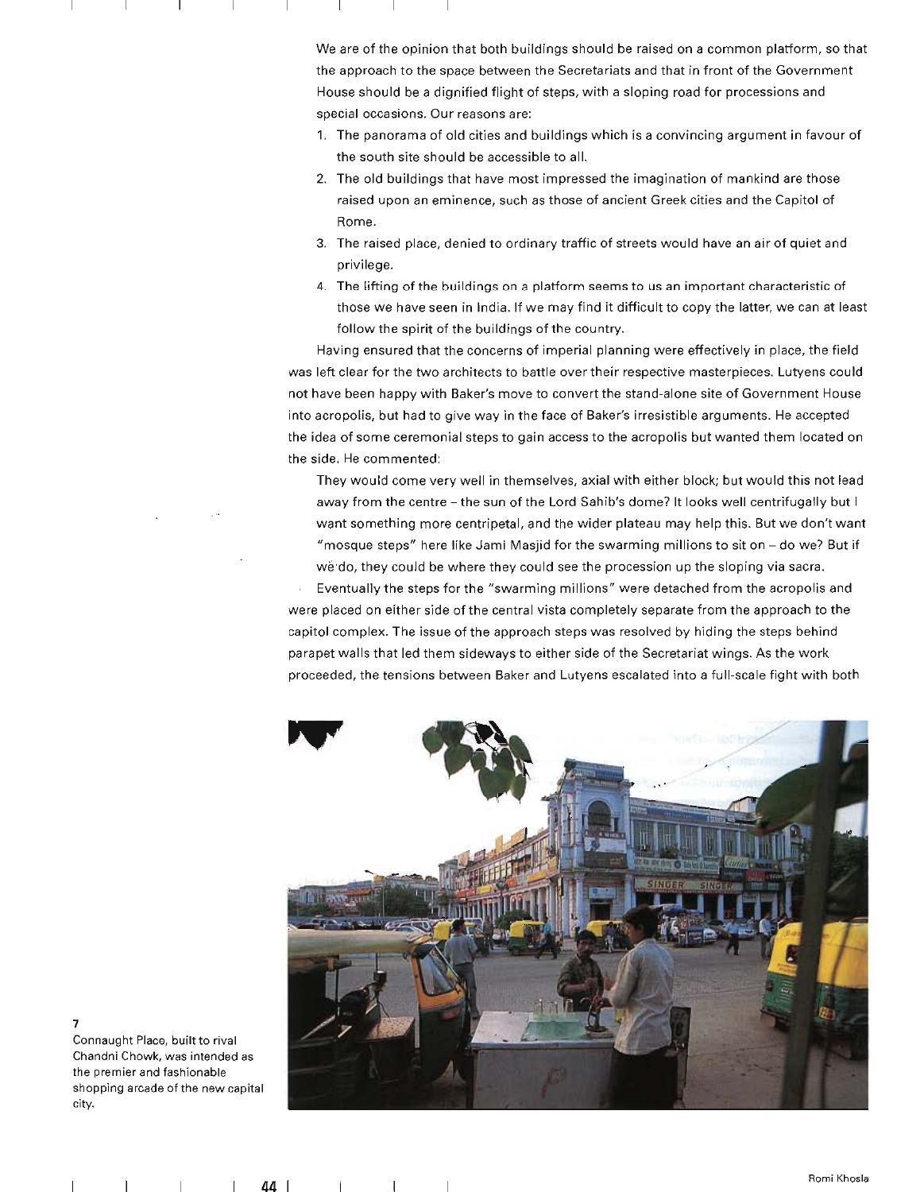> We are of the opinion that both buildings should be raised on a common platform, so that the approach to the space between the Secretariats and that in front of the Government House should be a dignified flight of steps, with a sloping road for processions and special occasions. Our reasons are:
>
> 1. The panorama of old cities and buildings which is a convincing argument in favour of the south site should be accessible to all.
> 2. The old buildings that have most impressed the imagination of mankind are those raised upon an eminence, such as those of ancient Greek cities and the Capitol of Rome.
> 3. The raised place, denied to ordinary traffic of streets would have an air of quiet and privilege.
> 4. The lifting of the buildings on a platform seems to us an important characteristic of those we have seen in India. If we may find it difficult to copy the latter, we can at least follow the spirit of the buildings of the country.

Having ensured that the concerns of imperial planning were effectively in place, the field was left clear for the two architects to battle over their respective masterpieces. Lutyens could not have been happy with Baker's move to convert the stand-alone site of Government House into acropolis, but had to give way in the face of Baker's irresistible arguments. He accepted the idea of some ceremonial steps to gain access to the acropolis but wanted them located on the side. He commented:

> They would come very well in themselves, axial with either block; but would this not lead away from the centre – the sun of the Lord Sahib's dome? It looks well centrifugally but I want something more centripetal, and the wider plateau may help this. But we don't want "mosque steps" here like Jami Masjid for the swarming millions to sit on – do we? But if we do, they could be where they could see the procession up the sloping via sacra.

Eventually the steps for the "swarming millions" were detached from the acropolis and were placed on either side of the central vista completely separate from the approach to the capitol complex. The issue of the approach steps was resolved by hiding the steps behind parapet walls that led them sideways to either side of the Secretariat wings. As the work proceeded, the tensions between Baker and Lutyens escalated into a full-scale fight with both

7
Connaught Place, built to rival Chandni Chowk, was intended as the premier and fashionable shopping arcade of the new capital city.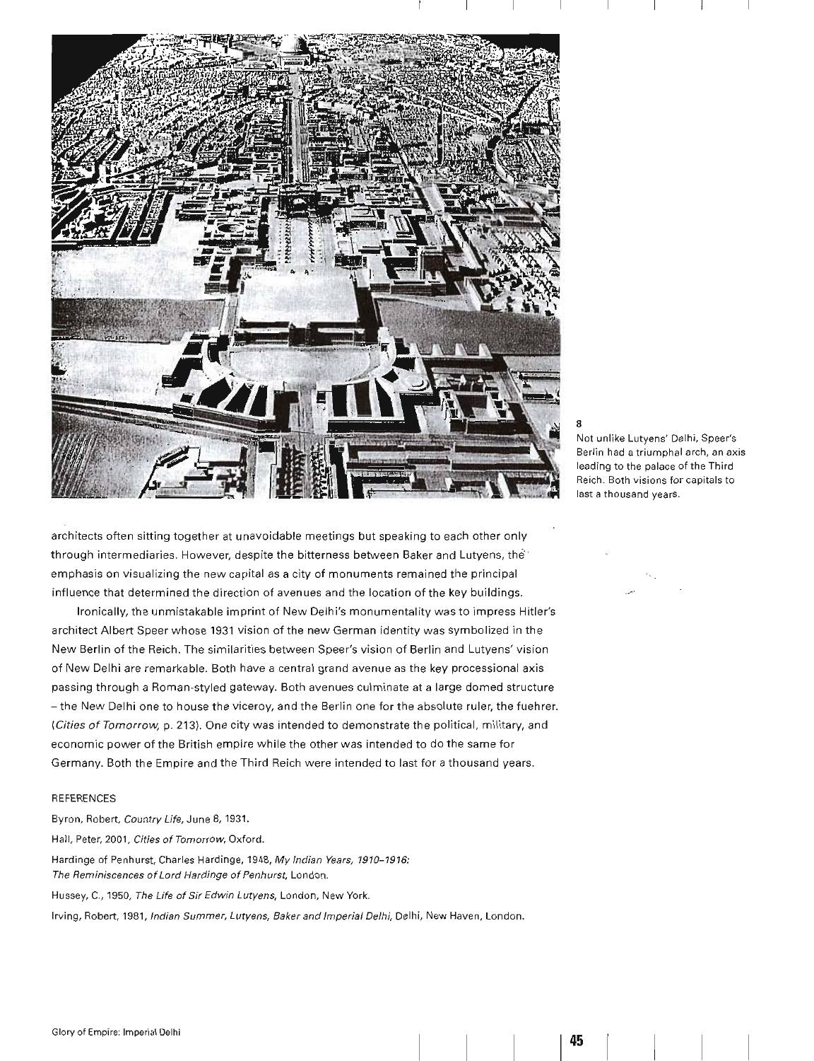8

Not unlike Lutyens' Delhi, Speer's Berlin had a triumphal arch, an axis leading to the palace of the Third Reich. Both visions for capitals to last a thousand years.

architects often sitting together at unavoidable meetings but speaking to each other only through intermediaries. However, despite the bitterness between Baker and Lutyens, the emphasis on visualizing the new capital as a city of monuments remained the principal influence that determined the direction of avenues and the location of the key buildings.

Ironically, the unmistakable imprint of New Delhi's monumentality was to impress Hitler's architect Albert Speer whose 1931 vision of the new German identity was symbolized in the New Berlin of the Reich. The similarities between Speer's vision of Berlin and Lutyens' vision of New Delhi are remarkable. Both have a central grand avenue as the key processional axis passing through a Roman-styled gateway. Both avenues culminate at a large domed structure – the New Delhi one to house the viceroy, and the Berlin one for the absolute ruler, the fuehrer. (*Cities of Tomorrow*, p. 213). One city was intended to demonstrate the political, military, and economic power of the British empire while the other was intended to do the same for Germany. Both the Empire and the Third Reich were intended to last for a thousand years.

REFERENCES

Byron, Robert, *Country Life*, June 6, 1931.

Hall, Peter, 2001, *Cities of Tomorrow*, Oxford.

Hardinge of Penhurst, Charles Hardinge, 1948, *My Indian Years, 1910–1916: The Reminiscences of Lord Hardinge of Penhurst*, London.

Hussey, C., 1950, *The Life of Sir Edwin Lutyens*, London, New York.

Irving, Robert, 1981, *Indian Summer, Lutyens, Baker and Imperial Delhi*, Delhi, New Haven, London.